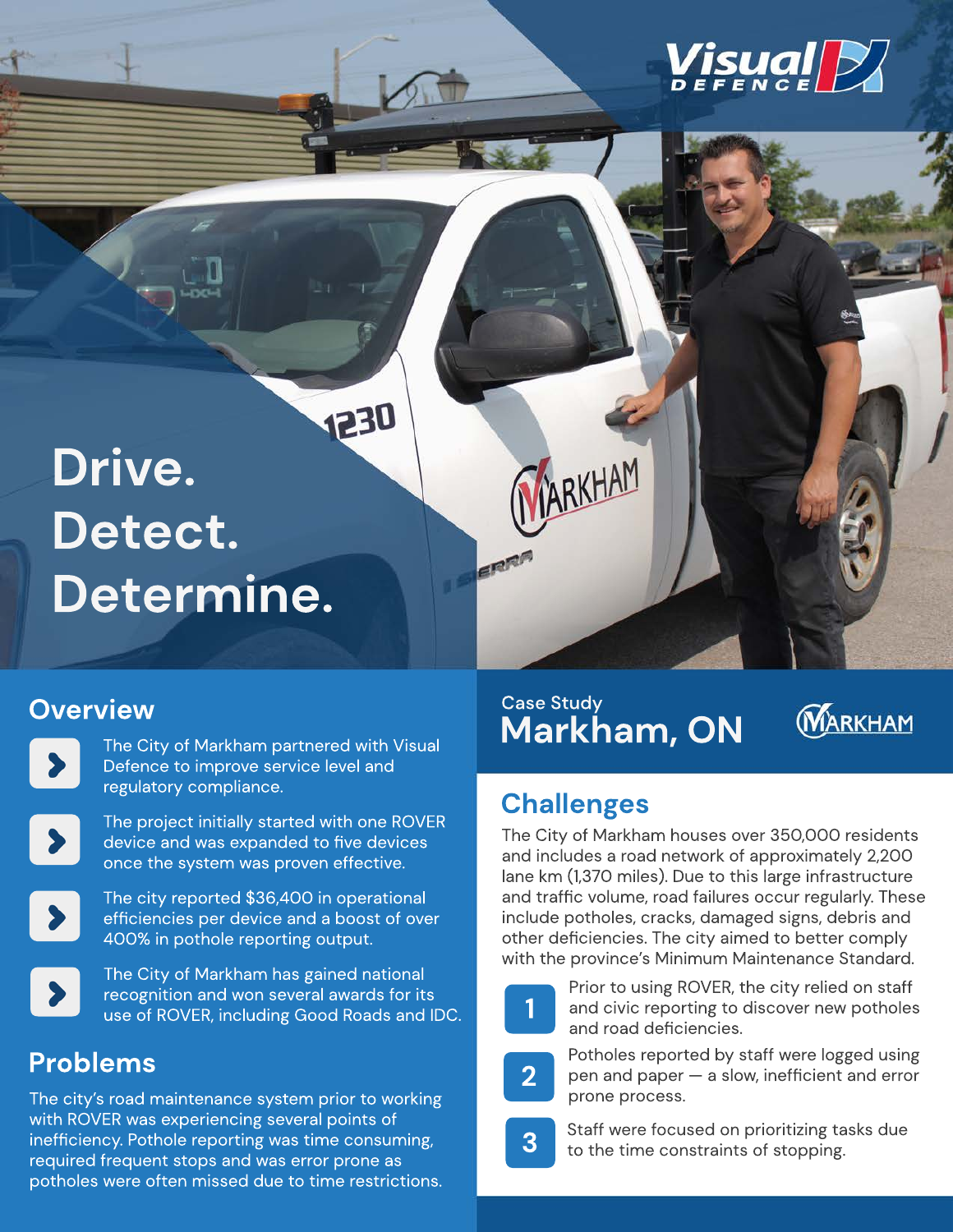Visual DEFENCE

# Drive. Detect. Determine.

## Overview

- The City of Markham partnered with Visual Defence to improve service level and regulatory compliance.
- The project initially started with one ROVER device and was expanded to five devices once the system was proven effective.
- The city reported $36,400 in operational efficiencies per device and a boost of over 400% in pothole reporting output.
- The City of Markham has gained national recognition and won several awards for its use of ROVER, including Good Roads and IDC.

## Problems

The city's road maintenance system prior to working with ROVER was experiencing several points of inefficiency. Pothole reporting was time consuming, required frequent stops and was error prone as potholes were often missed due to time restrictions.

Case Study

# Markham, ON

MARKHAM

## Challenges

The City of Markham houses over 350,000 residents and includes a road network of approximately 2,200 lane km (1,370 miles). Due to this large infrastructure and traffic volume, road failures occur regularly. These include potholes, cracks, damaged signs, debris and other deficiencies. The city aimed to better comply with the province's Minimum Maintenance Standard.

1. Prior to using ROVER, the city relied on staff and civic reporting to discover new potholes and road deficiencies.
2. Potholes reported by staff were logged using pen and paper — a slow, inefficient and error prone process.
3. Staff were focused on prioritizing tasks due to the time constraints of stopping.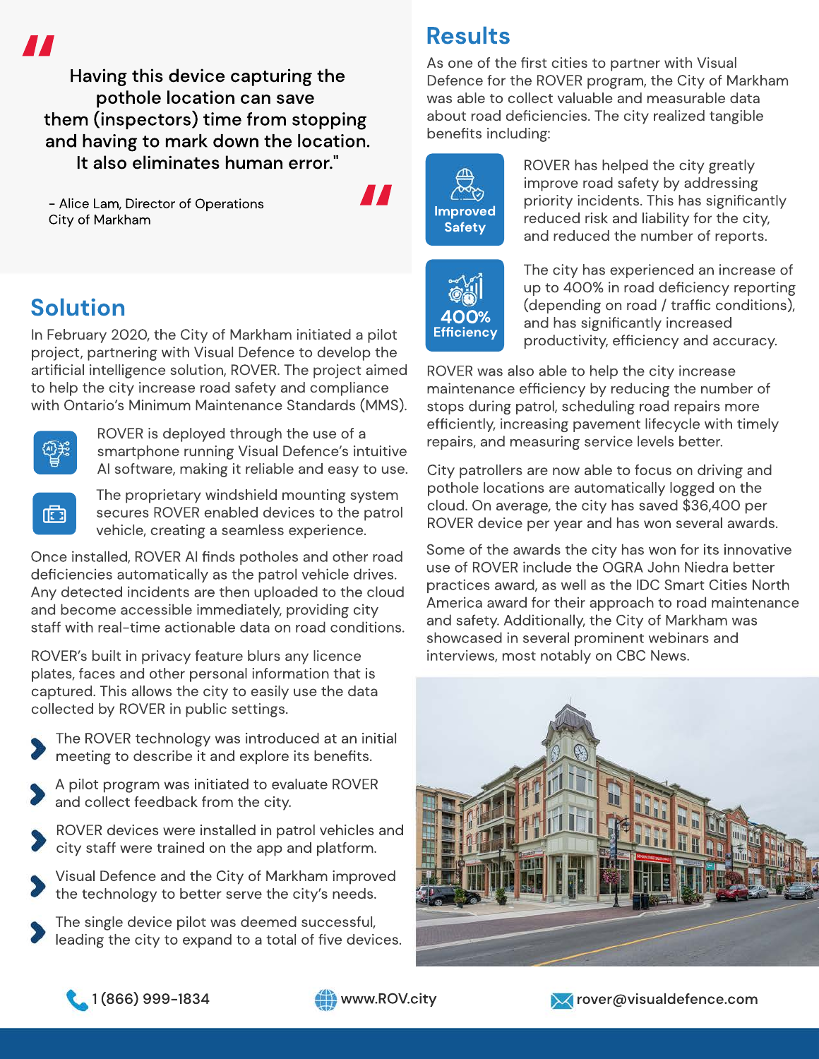"Having this device capturing the pothole location can save them (inspectors) time from stopping and having to mark down the location. It also eliminates human error."

- Alice Lam, Director of Operations
City of Markham

## Solution

In February 2020, the City of Markham initiated a pilot project, partnering with Visual Defence to develop the artificial intelligence solution, ROVER. The project aimed to help the city increase road safety and compliance with Ontario's Minimum Maintenance Standards (MMS).

ROVER is deployed through the use of a smartphone running Visual Defence's intuitive AI software, making it reliable and easy to use.

The proprietary windshield mounting system secures ROVER enabled devices to the patrol vehicle, creating a seamless experience.

Once installed, ROVER AI finds potholes and other road deficiencies automatically as the patrol vehicle drives. Any detected incidents are then uploaded to the cloud and become accessible immediately, providing city staff with real-time actionable data on road conditions.

ROVER's built in privacy feature blurs any licence plates, faces and other personal information that is captured. This allows the city to easily use the data collected by ROVER in public settings.

- The ROVER technology was introduced at an initial meeting to describe it and explore its benefits.
- A pilot program was initiated to evaluate ROVER and collect feedback from the city.
- ROVER devices were installed in patrol vehicles and city staff were trained on the app and platform.
- Visual Defence and the City of Markham improved the technology to better serve the city's needs.
- The single device pilot was deemed successful, leading the city to expand to a total of five devices.

## Results

As one of the first cities to partner with Visual Defence for the ROVER program, the City of Markham was able to collect valuable and measurable data about road deficiencies. The city realized tangible benefits including:

**Improved Safety**

ROVER has helped the city greatly improve road safety by addressing priority incidents. This has significantly reduced risk and liability for the city, and reduced the number of reports.

**400% Efficiency**

The city has experienced an increase of up to 400% in road deficiency reporting (depending on road / traffic conditions), and has significantly increased productivity, efficiency and accuracy.

ROVER was also able to help the city increase maintenance efficiency by reducing the number of stops during patrol, scheduling road repairs more efficiently, increasing pavement lifecycle with timely repairs, and measuring service levels better.

City patrollers are now able to focus on driving and pothole locations are automatically logged on the cloud. On average, the city has saved $36,400 per ROVER device per year and has won several awards.

Some of the awards the city has won for its innovative use of ROVER include the OGRA John Niedra better practices award, as well as the IDC Smart Cities North America award for their approach to road maintenance and safety. Additionally, the City of Markham was showcased in several prominent webinars and interviews, most notably on CBC News.

1 (866) 999-1834 | www.ROV.city | rover@visualdefence.com